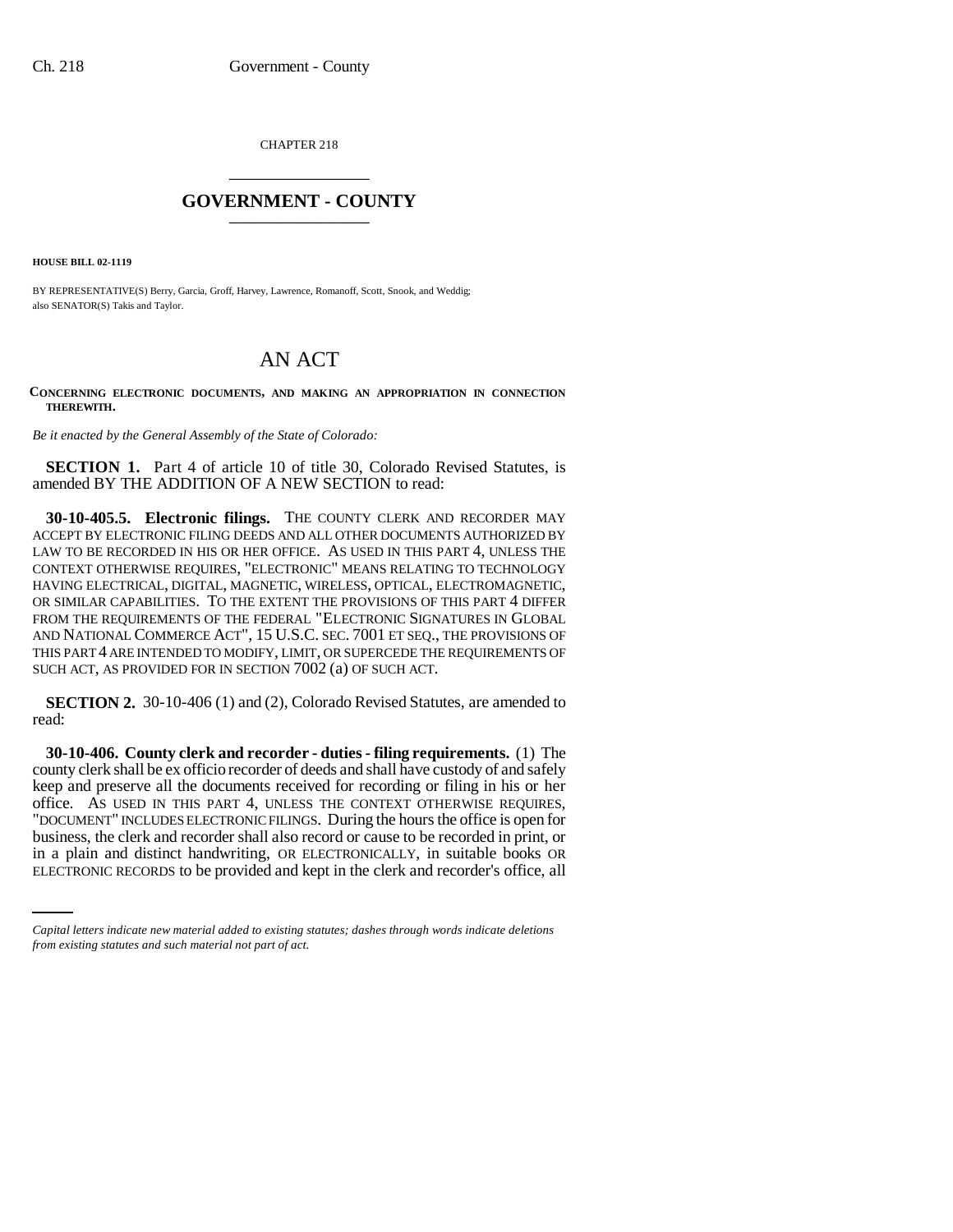CHAPTER 218

## GOVERNMENT - COUNTY

**HOUSE BILL 02-1119**

BY REPRESENTATIVE(S) Berry, Garcia, Groff, Harvey, Lawrence, Romanoff, Scott, Snook, and Weddig; also SENATOR(S) Takis and Taylor.

# AN ACT

**CONCERNING ELECTRONIC DOCUMENTS, AND MAKING AN APPROPRIATION IN CONNECTION THEREWITH.**

*Be it enacted by the General Assembly of the State of Colorado:*

**SECTION 1.** Part 4 of article 10 of title 30, Colorado Revised Statutes, is amended BY THE ADDITION OF A NEW SECTION to read:

**30-10-405.5. Electronic filings.** THE COUNTY CLERK AND RECORDER MAY ACCEPT BY ELECTRONIC FILING DEEDS AND ALL OTHER DOCUMENTS AUTHORIZED BY LAW TO BE RECORDED IN HIS OR HER OFFICE. AS USED IN THIS PART 4, UNLESS THE CONTEXT OTHERWISE REQUIRES, "ELECTRONIC" MEANS RELATING TO TECHNOLOGY HAVING ELECTRICAL, DIGITAL, MAGNETIC, WIRELESS, OPTICAL, ELECTROMAGNETIC, OR SIMILAR CAPABILITIES. TO THE EXTENT THE PROVISIONS OF THIS PART 4 DIFFER FROM THE REQUIREMENTS OF THE FEDERAL "ELECTRONIC SIGNATURES IN GLOBAL AND NATIONAL COMMERCE ACT", 15 U.S.C. SEC. 7001 ET SEQ., THE PROVISIONS OF THIS PART 4 ARE INTENDED TO MODIFY, LIMIT, OR SUPERCEDE THE REQUIREMENTS OF SUCH ACT, AS PROVIDED FOR IN SECTION 7002 (a) OF SUCH ACT.

**SECTION 2.** 30-10-406 (1) and (2), Colorado Revised Statutes, are amended to read:

**30-10-406. County clerk and recorder - duties - filing requirements.** (1) The county clerk shall be ex officio recorder of deeds and shall have custody of and safely keep and preserve all the documents received for recording or filing in his or her office. AS USED IN THIS PART 4, UNLESS THE CONTEXT OTHERWISE REQUIRES, "DOCUMENT" INCLUDES ELECTRONIC FILINGS. During the hours the office is open for business, the clerk and recorder shall also record or cause to be recorded in print, or in a plain and distinct handwriting, OR ELECTRONICALLY, in suitable books OR ELECTRONIC RECORDS to be provided and kept in the clerk and recorder's office, all

*Capital letters indicate new material added to existing statutes; dashes through words indicate deletions from existing statutes and such material not part of act.*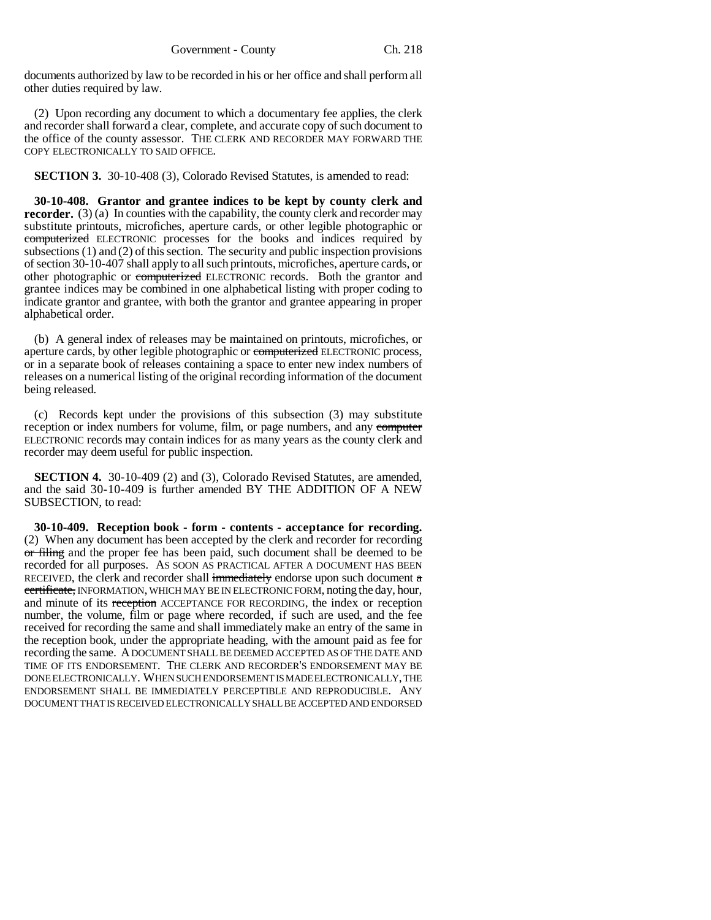documents authorized by law to be recorded in his or her office and shall perform all other duties required by law.

(2) Upon recording any document to which a documentary fee applies, the clerk and recorder shall forward a clear, complete, and accurate copy of such document to the office of the county assessor. THE CLERK AND RECORDER MAY FORWARD THE COPY ELECTRONICALLY TO SAID OFFICE.

**SECTION 3.** 30-10-408 (3), Colorado Revised Statutes, is amended to read:

**30-10-408. Grantor and grantee indices to be kept by county clerk and recorder.** (3) (a) In counties with the capability, the county clerk and recorder may substitute printouts, microfiches, aperture cards, or other legible photographic or ~~computerized~~ ELECTRONIC processes for the books and indices required by subsections (1) and (2) of this section. The security and public inspection provisions of section 30-10-407 shall apply to all such printouts, microfiches, aperture cards, or other photographic or ~~computerized~~ ELECTRONIC records. Both the grantor and grantee indices may be combined in one alphabetical listing with proper coding to indicate grantor and grantee, with both the grantor and grantee appearing in proper alphabetical order.

(b) A general index of releases may be maintained on printouts, microfiches, or aperture cards, by other legible photographic or ~~computerized~~ ELECTRONIC process, or in a separate book of releases containing a space to enter new index numbers of releases on a numerical listing of the original recording information of the document being released.

(c) Records kept under the provisions of this subsection (3) may substitute reception or index numbers for volume, film, or page numbers, and any ~~computer~~ ELECTRONIC records may contain indices for as many years as the county clerk and recorder may deem useful for public inspection.

**SECTION 4.** 30-10-409 (2) and (3), Colorado Revised Statutes, are amended, and the said 30-10-409 is further amended BY THE ADDITION OF A NEW SUBSECTION, to read:

**30-10-409. Reception book - form - contents - acceptance for recording.** (2) When any document has been accepted by the clerk and recorder for recording ~~or filing~~ and the proper fee has been paid, such document shall be deemed to be recorded for all purposes. AS SOON AS PRACTICAL AFTER A DOCUMENT HAS BEEN RECEIVED, the clerk and recorder shall ~~immediately~~ endorse upon such document ~~a certificate,~~ INFORMATION, WHICH MAY BE IN ELECTRONIC FORM, noting the day, hour, and minute of its ~~reception~~ ACCEPTANCE FOR RECORDING, the index or reception number, the volume, film or page where recorded, if such are used, and the fee received for recording the same and shall immediately make an entry of the same in the reception book, under the appropriate heading, with the amount paid as fee for recording the same. A DOCUMENT SHALL BE DEEMED ACCEPTED AS OF THE DATE AND TIME OF ITS ENDORSEMENT. THE CLERK AND RECORDER'S ENDORSEMENT MAY BE DONE ELECTRONICALLY. WHEN SUCH ENDORSEMENT IS MADE ELECTRONICALLY, THE ENDORSEMENT SHALL BE IMMEDIATELY PERCEPTIBLE AND REPRODUCIBLE. ANY DOCUMENT THAT IS RECEIVED ELECTRONICALLY SHALL BE ACCEPTED AND ENDORSED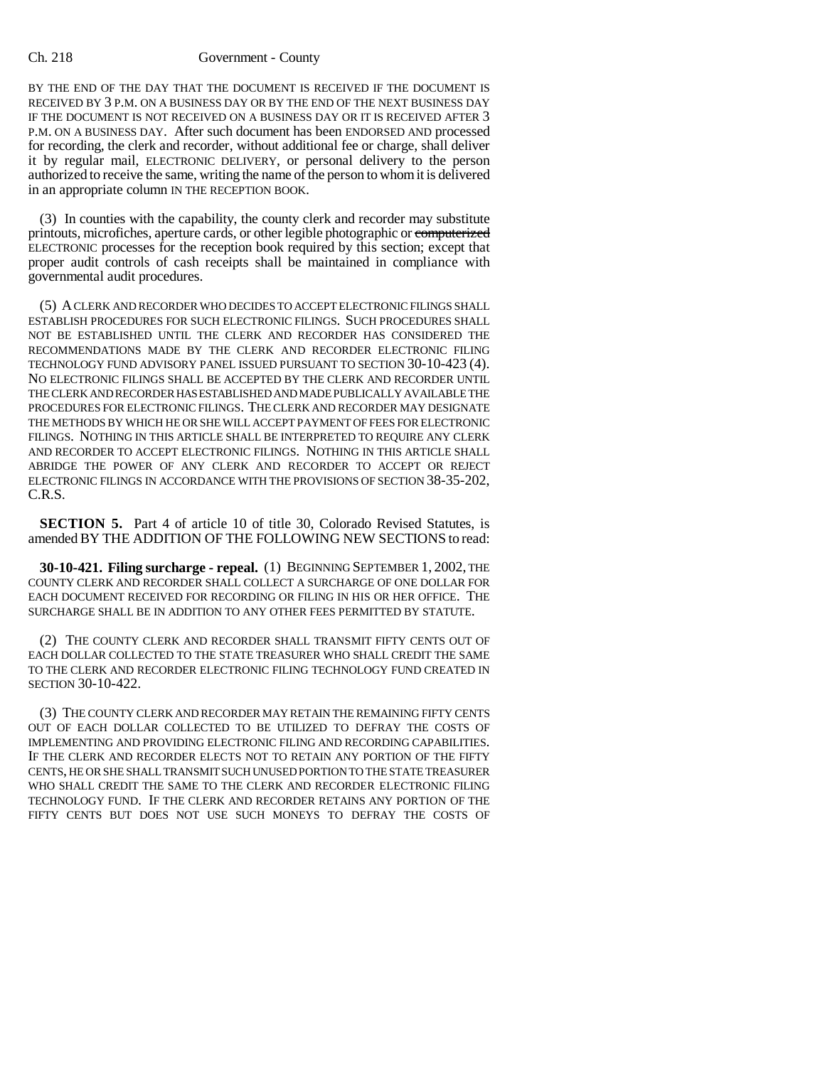BY THE END OF THE DAY THAT THE DOCUMENT IS RECEIVED IF THE DOCUMENT IS RECEIVED BY 3 P.M. ON A BUSINESS DAY OR BY THE END OF THE NEXT BUSINESS DAY IF THE DOCUMENT IS NOT RECEIVED ON A BUSINESS DAY OR IT IS RECEIVED AFTER 3 P.M. ON A BUSINESS DAY. After such document has been ENDORSED AND processed for recording, the clerk and recorder, without additional fee or charge, shall deliver it by regular mail, ELECTRONIC DELIVERY, or personal delivery to the person authorized to receive the same, writing the name of the person to whom it is delivered in an appropriate column IN THE RECEPTION BOOK.

(3) In counties with the capability, the county clerk and recorder may substitute printouts, microfiches, aperture cards, or other legible photographic or ~~computerized~~ ELECTRONIC processes for the reception book required by this section; except that proper audit controls of cash receipts shall be maintained in compliance with governmental audit procedures.

(5) A CLERK AND RECORDER WHO DECIDES TO ACCEPT ELECTRONIC FILINGS SHALL ESTABLISH PROCEDURES FOR SUCH ELECTRONIC FILINGS. SUCH PROCEDURES SHALL NOT BE ESTABLISHED UNTIL THE CLERK AND RECORDER HAS CONSIDERED THE RECOMMENDATIONS MADE BY THE CLERK AND RECORDER ELECTRONIC FILING TECHNOLOGY FUND ADVISORY PANEL ISSUED PURSUANT TO SECTION 30-10-423 (4). NO ELECTRONIC FILINGS SHALL BE ACCEPTED BY THE CLERK AND RECORDER UNTIL THE CLERK AND RECORDER HAS ESTABLISHED AND MADE PUBLICALLY AVAILABLE THE PROCEDURES FOR ELECTRONIC FILINGS. THE CLERK AND RECORDER MAY DESIGNATE THE METHODS BY WHICH HE OR SHE WILL ACCEPT PAYMENT OF FEES FOR ELECTRONIC FILINGS. NOTHING IN THIS ARTICLE SHALL BE INTERPRETED TO REQUIRE ANY CLERK AND RECORDER TO ACCEPT ELECTRONIC FILINGS. NOTHING IN THIS ARTICLE SHALL ABRIDGE THE POWER OF ANY CLERK AND RECORDER TO ACCEPT OR REJECT ELECTRONIC FILINGS IN ACCORDANCE WITH THE PROVISIONS OF SECTION 38-35-202, C.R.S.

**SECTION 5.** Part 4 of article 10 of title 30, Colorado Revised Statutes, is amended BY THE ADDITION OF THE FOLLOWING NEW SECTIONS to read:

**30-10-421. Filing surcharge - repeal.** (1) BEGINNING SEPTEMBER 1, 2002, THE COUNTY CLERK AND RECORDER SHALL COLLECT A SURCHARGE OF ONE DOLLAR FOR EACH DOCUMENT RECEIVED FOR RECORDING OR FILING IN HIS OR HER OFFICE. THE SURCHARGE SHALL BE IN ADDITION TO ANY OTHER FEES PERMITTED BY STATUTE.

(2) THE COUNTY CLERK AND RECORDER SHALL TRANSMIT FIFTY CENTS OUT OF EACH DOLLAR COLLECTED TO THE STATE TREASURER WHO SHALL CREDIT THE SAME TO THE CLERK AND RECORDER ELECTRONIC FILING TECHNOLOGY FUND CREATED IN SECTION 30-10-422.

(3) THE COUNTY CLERK AND RECORDER MAY RETAIN THE REMAINING FIFTY CENTS OUT OF EACH DOLLAR COLLECTED TO BE UTILIZED TO DEFRAY THE COSTS OF IMPLEMENTING AND PROVIDING ELECTRONIC FILING AND RECORDING CAPABILITIES. IF THE CLERK AND RECORDER ELECTS NOT TO RETAIN ANY PORTION OF THE FIFTY CENTS, HE OR SHE SHALL TRANSMIT SUCH UNUSED PORTION TO THE STATE TREASURER WHO SHALL CREDIT THE SAME TO THE CLERK AND RECORDER ELECTRONIC FILING TECHNOLOGY FUND. IF THE CLERK AND RECORDER RETAINS ANY PORTION OF THE FIFTY CENTS BUT DOES NOT USE SUCH MONEYS TO DEFRAY THE COSTS OF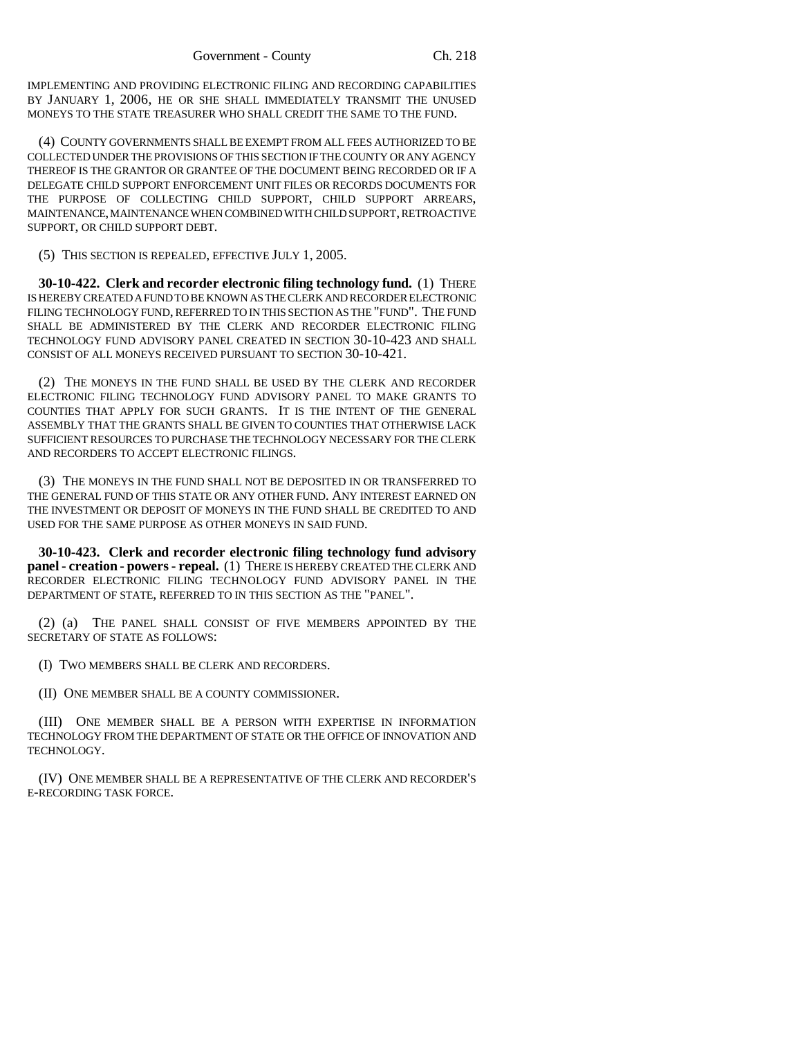IMPLEMENTING AND PROVIDING ELECTRONIC FILING AND RECORDING CAPABILITIES BY JANUARY 1, 2006, HE OR SHE SHALL IMMEDIATELY TRANSMIT THE UNUSED MONEYS TO THE STATE TREASURER WHO SHALL CREDIT THE SAME TO THE FUND.

(4) COUNTY GOVERNMENTS SHALL BE EXEMPT FROM ALL FEES AUTHORIZED TO BE COLLECTED UNDER THE PROVISIONS OF THIS SECTION IF THE COUNTY OR ANY AGENCY THEREOF IS THE GRANTOR OR GRANTEE OF THE DOCUMENT BEING RECORDED OR IF A DELEGATE CHILD SUPPORT ENFORCEMENT UNIT FILES OR RECORDS DOCUMENTS FOR THE PURPOSE OF COLLECTING CHILD SUPPORT, CHILD SUPPORT ARREARS, MAINTENANCE, MAINTENANCE WHEN COMBINED WITH CHILD SUPPORT, RETROACTIVE SUPPORT, OR CHILD SUPPORT DEBT.

(5) THIS SECTION IS REPEALED, EFFECTIVE JULY 1, 2005.

**30-10-422. Clerk and recorder electronic filing technology fund.** (1) THERE IS HEREBY CREATED A FUND TO BE KNOWN AS THE CLERK AND RECORDER ELECTRONIC FILING TECHNOLOGY FUND, REFERRED TO IN THIS SECTION AS THE "FUND". THE FUND SHALL BE ADMINISTERED BY THE CLERK AND RECORDER ELECTRONIC FILING TECHNOLOGY FUND ADVISORY PANEL CREATED IN SECTION 30-10-423 AND SHALL CONSIST OF ALL MONEYS RECEIVED PURSUANT TO SECTION 30-10-421.

(2) THE MONEYS IN THE FUND SHALL BE USED BY THE CLERK AND RECORDER ELECTRONIC FILING TECHNOLOGY FUND ADVISORY PANEL TO MAKE GRANTS TO COUNTIES THAT APPLY FOR SUCH GRANTS. IT IS THE INTENT OF THE GENERAL ASSEMBLY THAT THE GRANTS SHALL BE GIVEN TO COUNTIES THAT OTHERWISE LACK SUFFICIENT RESOURCES TO PURCHASE THE TECHNOLOGY NECESSARY FOR THE CLERK AND RECORDERS TO ACCEPT ELECTRONIC FILINGS.

(3) THE MONEYS IN THE FUND SHALL NOT BE DEPOSITED IN OR TRANSFERRED TO THE GENERAL FUND OF THIS STATE OR ANY OTHER FUND. ANY INTEREST EARNED ON THE INVESTMENT OR DEPOSIT OF MONEYS IN THE FUND SHALL BE CREDITED TO AND USED FOR THE SAME PURPOSE AS OTHER MONEYS IN SAID FUND.

**30-10-423. Clerk and recorder electronic filing technology fund advisory panel - creation - powers - repeal.** (1) THERE IS HEREBY CREATED THE CLERK AND RECORDER ELECTRONIC FILING TECHNOLOGY FUND ADVISORY PANEL IN THE DEPARTMENT OF STATE, REFERRED TO IN THIS SECTION AS THE "PANEL".

(2) (a) THE PANEL SHALL CONSIST OF FIVE MEMBERS APPOINTED BY THE SECRETARY OF STATE AS FOLLOWS:

(I) TWO MEMBERS SHALL BE CLERK AND RECORDERS.

(II) ONE MEMBER SHALL BE A COUNTY COMMISSIONER.

(III) ONE MEMBER SHALL BE A PERSON WITH EXPERTISE IN INFORMATION TECHNOLOGY FROM THE DEPARTMENT OF STATE OR THE OFFICE OF INNOVATION AND TECHNOLOGY.

(IV) ONE MEMBER SHALL BE A REPRESENTATIVE OF THE CLERK AND RECORDER'S E-RECORDING TASK FORCE.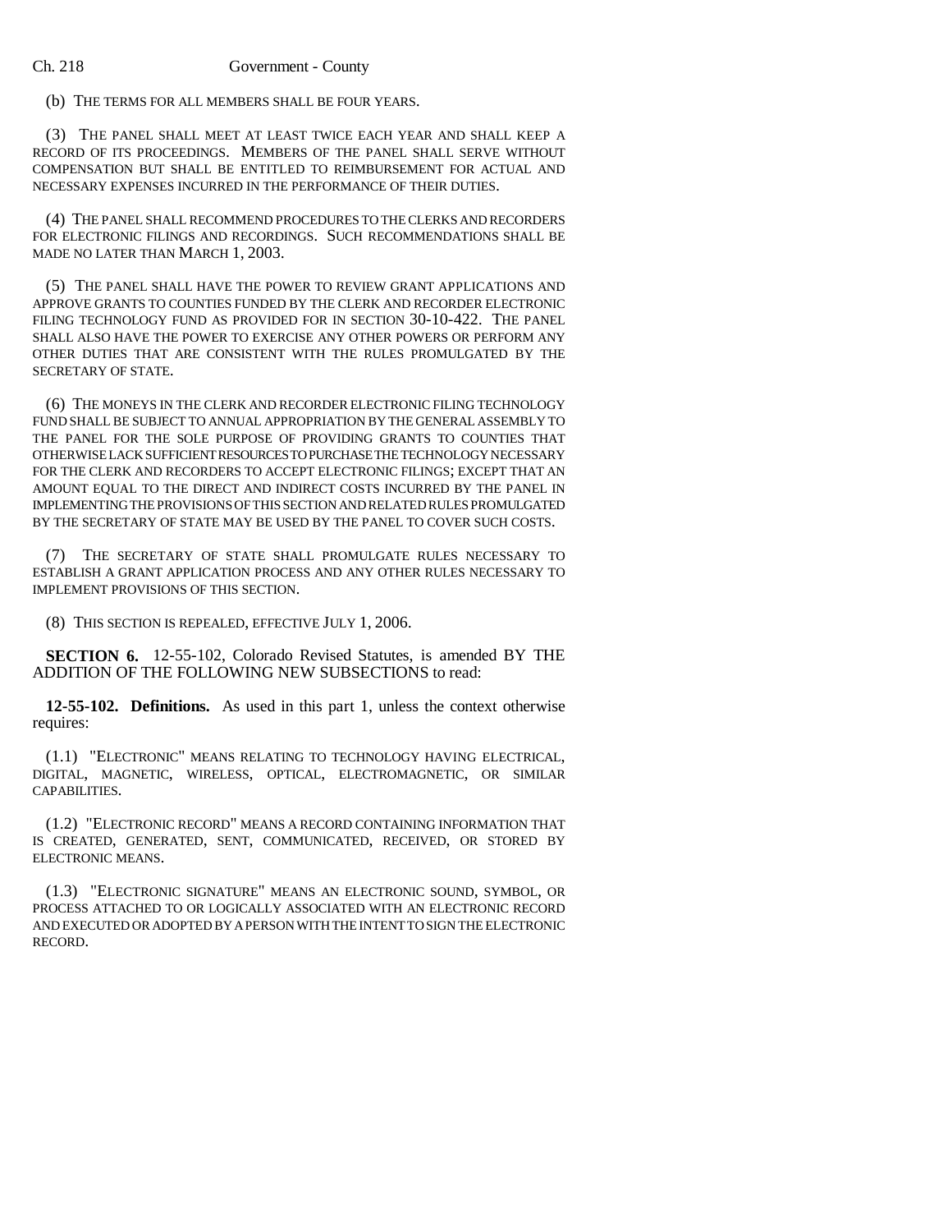(b) THE TERMS FOR ALL MEMBERS SHALL BE FOUR YEARS.

(3) THE PANEL SHALL MEET AT LEAST TWICE EACH YEAR AND SHALL KEEP A RECORD OF ITS PROCEEDINGS. MEMBERS OF THE PANEL SHALL SERVE WITHOUT COMPENSATION BUT SHALL BE ENTITLED TO REIMBURSEMENT FOR ACTUAL AND NECESSARY EXPENSES INCURRED IN THE PERFORMANCE OF THEIR DUTIES.

(4) THE PANEL SHALL RECOMMEND PROCEDURES TO THE CLERKS AND RECORDERS FOR ELECTRONIC FILINGS AND RECORDINGS. SUCH RECOMMENDATIONS SHALL BE MADE NO LATER THAN MARCH 1, 2003.

(5) THE PANEL SHALL HAVE THE POWER TO REVIEW GRANT APPLICATIONS AND APPROVE GRANTS TO COUNTIES FUNDED BY THE CLERK AND RECORDER ELECTRONIC FILING TECHNOLOGY FUND AS PROVIDED FOR IN SECTION 30-10-422. THE PANEL SHALL ALSO HAVE THE POWER TO EXERCISE ANY OTHER POWERS OR PERFORM ANY OTHER DUTIES THAT ARE CONSISTENT WITH THE RULES PROMULGATED BY THE SECRETARY OF STATE.

(6) THE MONEYS IN THE CLERK AND RECORDER ELECTRONIC FILING TECHNOLOGY FUND SHALL BE SUBJECT TO ANNUAL APPROPRIATION BY THE GENERAL ASSEMBLY TO THE PANEL FOR THE SOLE PURPOSE OF PROVIDING GRANTS TO COUNTIES THAT OTHERWISE LACK SUFFICIENT RESOURCES TO PURCHASE THE TECHNOLOGY NECESSARY FOR THE CLERK AND RECORDERS TO ACCEPT ELECTRONIC FILINGS; EXCEPT THAT AN AMOUNT EQUAL TO THE DIRECT AND INDIRECT COSTS INCURRED BY THE PANEL IN IMPLEMENTING THE PROVISIONS OF THIS SECTION AND RELATED RULES PROMULGATED BY THE SECRETARY OF STATE MAY BE USED BY THE PANEL TO COVER SUCH COSTS.

(7) THE SECRETARY OF STATE SHALL PROMULGATE RULES NECESSARY TO ESTABLISH A GRANT APPLICATION PROCESS AND ANY OTHER RULES NECESSARY TO IMPLEMENT PROVISIONS OF THIS SECTION.

(8) THIS SECTION IS REPEALED, EFFECTIVE JULY 1, 2006.

**SECTION 6.** 12-55-102, Colorado Revised Statutes, is amended BY THE ADDITION OF THE FOLLOWING NEW SUBSECTIONS to read:

**12-55-102. Definitions.** As used in this part 1, unless the context otherwise requires:

(1.1) "ELECTRONIC" MEANS RELATING TO TECHNOLOGY HAVING ELECTRICAL, DIGITAL, MAGNETIC, WIRELESS, OPTICAL, ELECTROMAGNETIC, OR SIMILAR CAPABILITIES.

(1.2) "ELECTRONIC RECORD" MEANS A RECORD CONTAINING INFORMATION THAT IS CREATED, GENERATED, SENT, COMMUNICATED, RECEIVED, OR STORED BY ELECTRONIC MEANS.

(1.3) "ELECTRONIC SIGNATURE" MEANS AN ELECTRONIC SOUND, SYMBOL, OR PROCESS ATTACHED TO OR LOGICALLY ASSOCIATED WITH AN ELECTRONIC RECORD AND EXECUTED OR ADOPTED BY A PERSON WITH THE INTENT TO SIGN THE ELECTRONIC RECORD.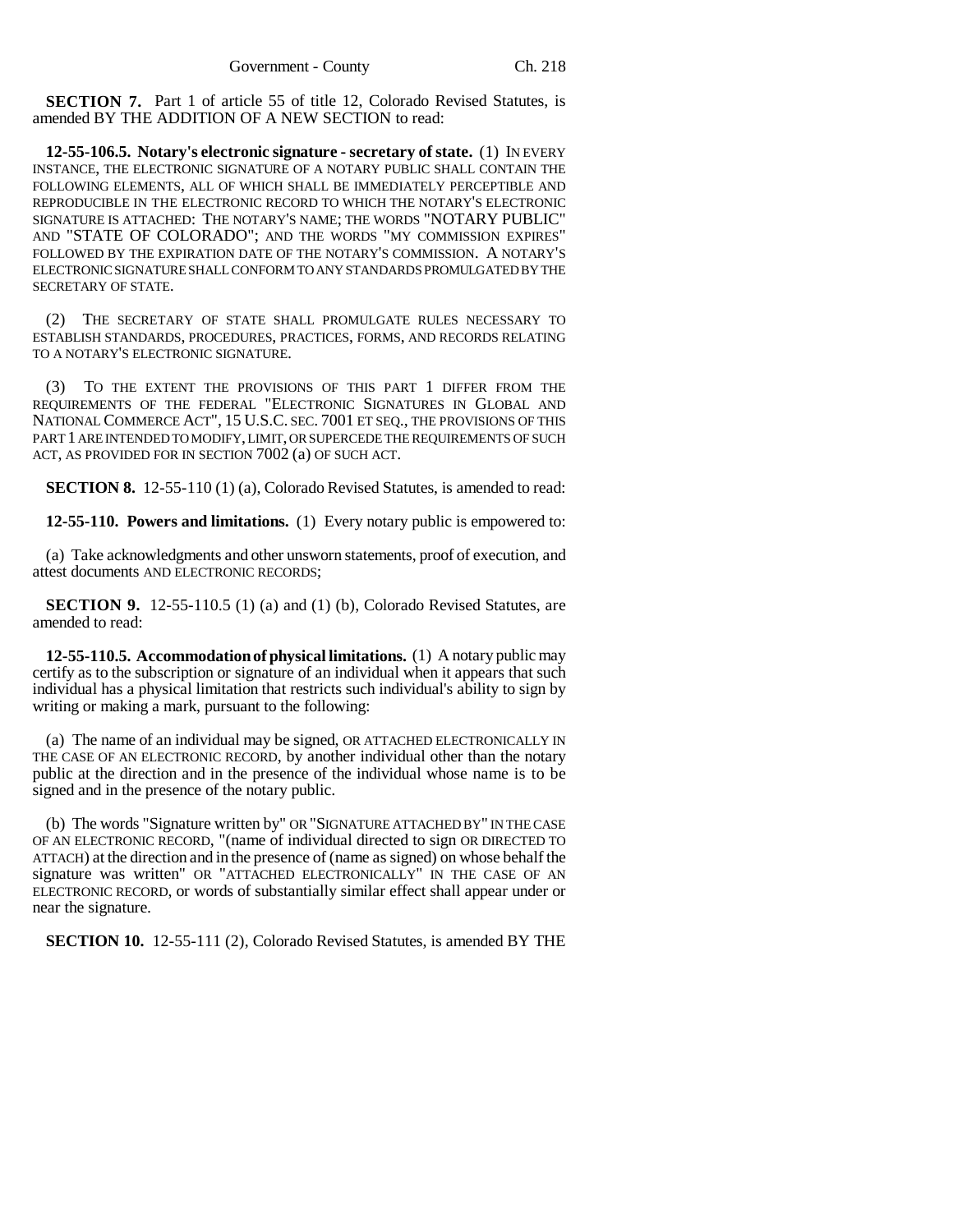**SECTION 7.** Part 1 of article 55 of title 12, Colorado Revised Statutes, is amended BY THE ADDITION OF A NEW SECTION to read:

**12-55-106.5. Notary's electronic signature - secretary of state.** (1) IN EVERY INSTANCE, THE ELECTRONIC SIGNATURE OF A NOTARY PUBLIC SHALL CONTAIN THE FOLLOWING ELEMENTS, ALL OF WHICH SHALL BE IMMEDIATELY PERCEPTIBLE AND REPRODUCIBLE IN THE ELECTRONIC RECORD TO WHICH THE NOTARY'S ELECTRONIC SIGNATURE IS ATTACHED: THE NOTARY'S NAME; THE WORDS "NOTARY PUBLIC" AND "STATE OF COLORADO"; AND THE WORDS "MY COMMISSION EXPIRES" FOLLOWED BY THE EXPIRATION DATE OF THE NOTARY'S COMMISSION. A NOTARY'S ELECTRONIC SIGNATURE SHALL CONFORM TO ANY STANDARDS PROMULGATED BY THE SECRETARY OF STATE.

(2) THE SECRETARY OF STATE SHALL PROMULGATE RULES NECESSARY TO ESTABLISH STANDARDS, PROCEDURES, PRACTICES, FORMS, AND RECORDS RELATING TO A NOTARY'S ELECTRONIC SIGNATURE.

(3) TO THE EXTENT THE PROVISIONS OF THIS PART 1 DIFFER FROM THE REQUIREMENTS OF THE FEDERAL "ELECTRONIC SIGNATURES IN GLOBAL AND NATIONAL COMMERCE ACT", 15 U.S.C. SEC. 7001 ET SEQ., THE PROVISIONS OF THIS PART 1 ARE INTENDED TO MODIFY, LIMIT, OR SUPERCEDE THE REQUIREMENTS OF SUCH ACT, AS PROVIDED FOR IN SECTION 7002 (a) OF SUCH ACT.

**SECTION 8.** 12-55-110 (1) (a), Colorado Revised Statutes, is amended to read:

**12-55-110. Powers and limitations.** (1) Every notary public is empowered to:

(a) Take acknowledgments and other unsworn statements, proof of execution, and attest documents AND ELECTRONIC RECORDS;

**SECTION 9.** 12-55-110.5 (1) (a) and (1) (b), Colorado Revised Statutes, are amended to read:

**12-55-110.5. Accommodation of physical limitations.** (1) A notary public may certify as to the subscription or signature of an individual when it appears that such individual has a physical limitation that restricts such individual's ability to sign by writing or making a mark, pursuant to the following:

(a) The name of an individual may be signed, OR ATTACHED ELECTRONICALLY IN THE CASE OF AN ELECTRONIC RECORD, by another individual other than the notary public at the direction and in the presence of the individual whose name is to be signed and in the presence of the notary public.

(b) The words "Signature written by" OR "SIGNATURE ATTACHED BY" IN THE CASE OF AN ELECTRONIC RECORD, "(name of individual directed to sign OR DIRECTED TO ATTACH) at the direction and in the presence of (name as signed) on whose behalf the signature was written" OR "ATTACHED ELECTRONICALLY" IN THE CASE OF AN ELECTRONIC RECORD, or words of substantially similar effect shall appear under or near the signature.

**SECTION 10.** 12-55-111 (2), Colorado Revised Statutes, is amended BY THE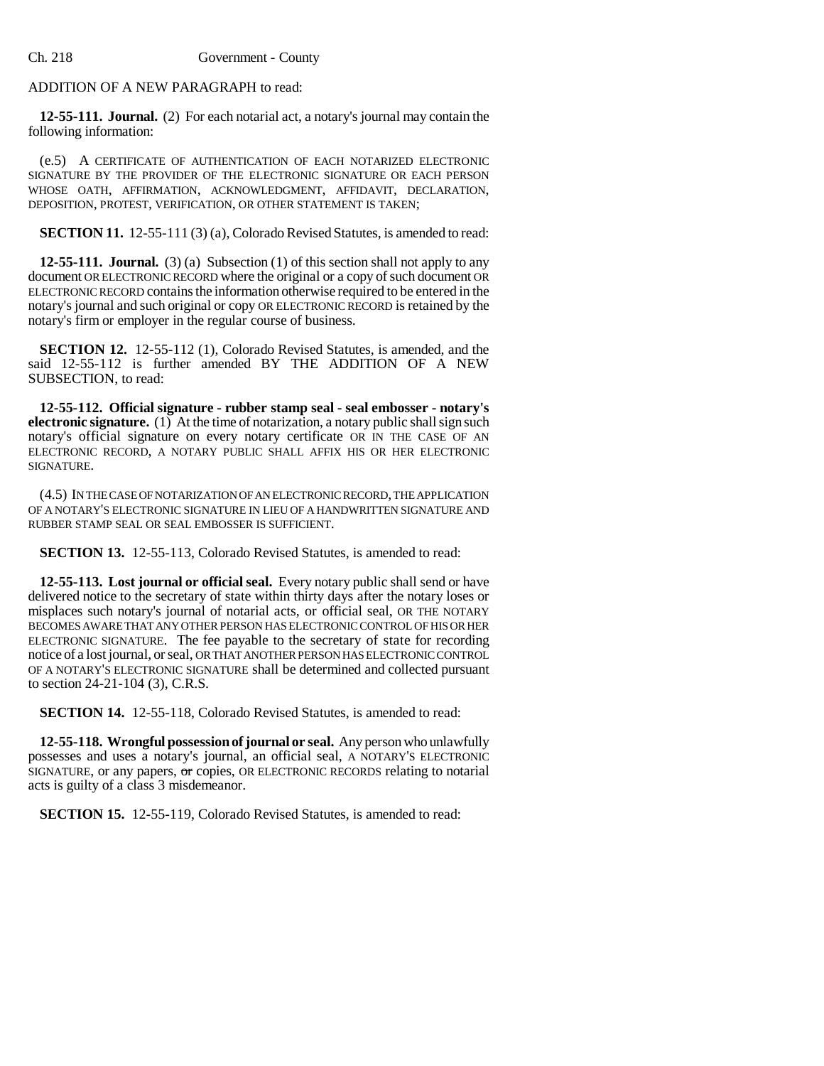ADDITION OF A NEW PARAGRAPH to read:

**12-55-111. Journal.** (2) For each notarial act, a notary's journal may contain the following information:

(e.5) A CERTIFICATE OF AUTHENTICATION OF EACH NOTARIZED ELECTRONIC SIGNATURE BY THE PROVIDER OF THE ELECTRONIC SIGNATURE OR EACH PERSON WHOSE OATH, AFFIRMATION, ACKNOWLEDGMENT, AFFIDAVIT, DECLARATION, DEPOSITION, PROTEST, VERIFICATION, OR OTHER STATEMENT IS TAKEN;

**SECTION 11.** 12-55-111 (3) (a), Colorado Revised Statutes, is amended to read:

**12-55-111. Journal.** (3) (a) Subsection (1) of this section shall not apply to any document OR ELECTRONIC RECORD where the original or a copy of such document OR ELECTRONIC RECORD contains the information otherwise required to be entered in the notary's journal and such original or copy OR ELECTRONIC RECORD is retained by the notary's firm or employer in the regular course of business.

**SECTION 12.** 12-55-112 (1), Colorado Revised Statutes, is amended, and the said 12-55-112 is further amended BY THE ADDITION OF A NEW SUBSECTION, to read:

**12-55-112. Official signature - rubber stamp seal - seal embosser - notary's electronic signature.** (1) At the time of notarization, a notary public shall sign such notary's official signature on every notary certificate OR IN THE CASE OF AN ELECTRONIC RECORD, A NOTARY PUBLIC SHALL AFFIX HIS OR HER ELECTRONIC SIGNATURE.

(4.5) IN THE CASE OF NOTARIZATION OF AN ELECTRONIC RECORD, THE APPLICATION OF A NOTARY'S ELECTRONIC SIGNATURE IN LIEU OF A HANDWRITTEN SIGNATURE AND RUBBER STAMP SEAL OR SEAL EMBOSSER IS SUFFICIENT.

**SECTION 13.** 12-55-113, Colorado Revised Statutes, is amended to read:

**12-55-113. Lost journal or official seal.** Every notary public shall send or have delivered notice to the secretary of state within thirty days after the notary loses or misplaces such notary's journal of notarial acts, or official seal, OR THE NOTARY BECOMES AWARE THAT ANY OTHER PERSON HAS ELECTRONIC CONTROL OF HIS OR HER ELECTRONIC SIGNATURE. The fee payable to the secretary of state for recording notice of a lost journal, or seal, OR THAT ANOTHER PERSON HAS ELECTRONIC CONTROL OF A NOTARY'S ELECTRONIC SIGNATURE shall be determined and collected pursuant to section 24-21-104 (3), C.R.S.

**SECTION 14.** 12-55-118, Colorado Revised Statutes, is amended to read:

**12-55-118. Wrongful possession of journal or seal.** Any person who unlawfully possesses and uses a notary's journal, an official seal, A NOTARY'S ELECTRONIC SIGNATURE, or any papers, ~~or~~ copies, OR ELECTRONIC RECORDS relating to notarial acts is guilty of a class 3 misdemeanor.

**SECTION 15.** 12-55-119, Colorado Revised Statutes, is amended to read: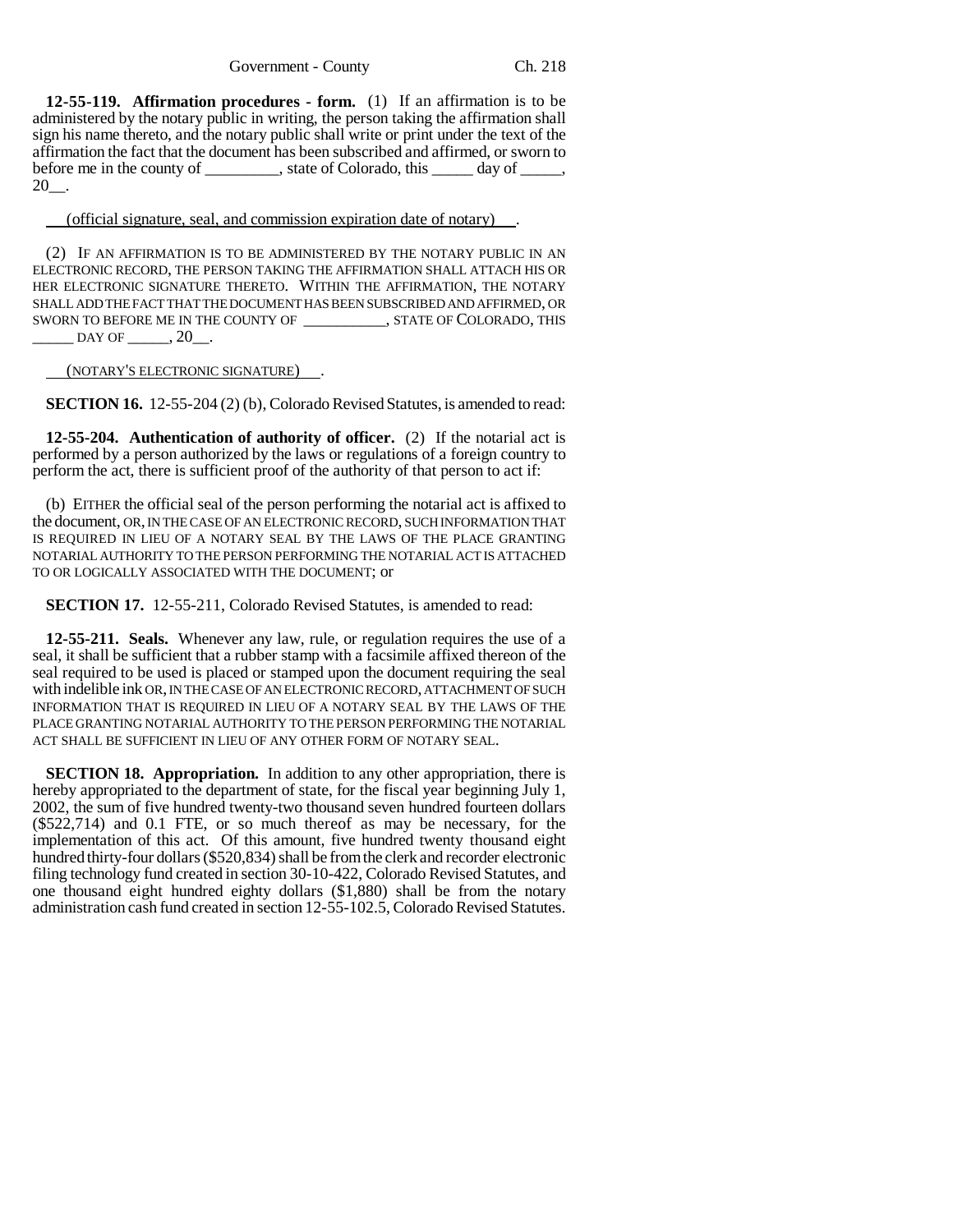**12-55-119. Affirmation procedures - form.** (1) If an affirmation is to be administered by the notary public in writing, the person taking the affirmation shall sign his name thereto, and the notary public shall write or print under the text of the affirmation the fact that the document has been subscribed and affirmed, or sworn to before me in the county of _________, state of Colorado, this _____ day of _____, 20__.

(official signature, seal, and commission expiration date of notary) .

(2) IF AN AFFIRMATION IS TO BE ADMINISTERED BY THE NOTARY PUBLIC IN AN ELECTRONIC RECORD, THE PERSON TAKING THE AFFIRMATION SHALL ATTACH HIS OR HER ELECTRONIC SIGNATURE THERETO. WITHIN THE AFFIRMATION, THE NOTARY SHALL ADD THE FACT THAT THE DOCUMENT HAS BEEN SUBSCRIBED AND AFFIRMED, OR SWORN TO BEFORE ME IN THE COUNTY OF ___________, STATE OF COLORADO, THIS _____ DAY OF _____, 20__.

(NOTARY'S ELECTRONIC SIGNATURE) .

**SECTION 16.** 12-55-204 (2) (b), Colorado Revised Statutes, is amended to read:

**12-55-204. Authentication of authority of officer.** (2) If the notarial act is performed by a person authorized by the laws or regulations of a foreign country to perform the act, there is sufficient proof of the authority of that person to act if:

(b) EITHER the official seal of the person performing the notarial act is affixed to the document, OR, IN THE CASE OF AN ELECTRONIC RECORD, SUCH INFORMATION THAT IS REQUIRED IN LIEU OF A NOTARY SEAL BY THE LAWS OF THE PLACE GRANTING NOTARIAL AUTHORITY TO THE PERSON PERFORMING THE NOTARIAL ACT IS ATTACHED TO OR LOGICALLY ASSOCIATED WITH THE DOCUMENT; or

**SECTION 17.** 12-55-211, Colorado Revised Statutes, is amended to read:

**12-55-211. Seals.** Whenever any law, rule, or regulation requires the use of a seal, it shall be sufficient that a rubber stamp with a facsimile affixed thereon of the seal required to be used is placed or stamped upon the document requiring the seal with indelible ink OR, IN THE CASE OF AN ELECTRONIC RECORD, ATTACHMENT OF SUCH INFORMATION THAT IS REQUIRED IN LIEU OF A NOTARY SEAL BY THE LAWS OF THE PLACE GRANTING NOTARIAL AUTHORITY TO THE PERSON PERFORMING THE NOTARIAL ACT SHALL BE SUFFICIENT IN LIEU OF ANY OTHER FORM OF NOTARY SEAL.

**SECTION 18. Appropriation.** In addition to any other appropriation, there is hereby appropriated to the department of state, for the fiscal year beginning July 1, 2002, the sum of five hundred twenty-two thousand seven hundred fourteen dollars ($522,714) and 0.1 FTE, or so much thereof as may be necessary, for the implementation of this act. Of this amount, five hundred twenty thousand eight hundred thirty-four dollars ($520,834) shall be from the clerk and recorder electronic filing technology fund created in section 30-10-422, Colorado Revised Statutes, and one thousand eight hundred eighty dollars ($1,880) shall be from the notary administration cash fund created in section 12-55-102.5, Colorado Revised Statutes.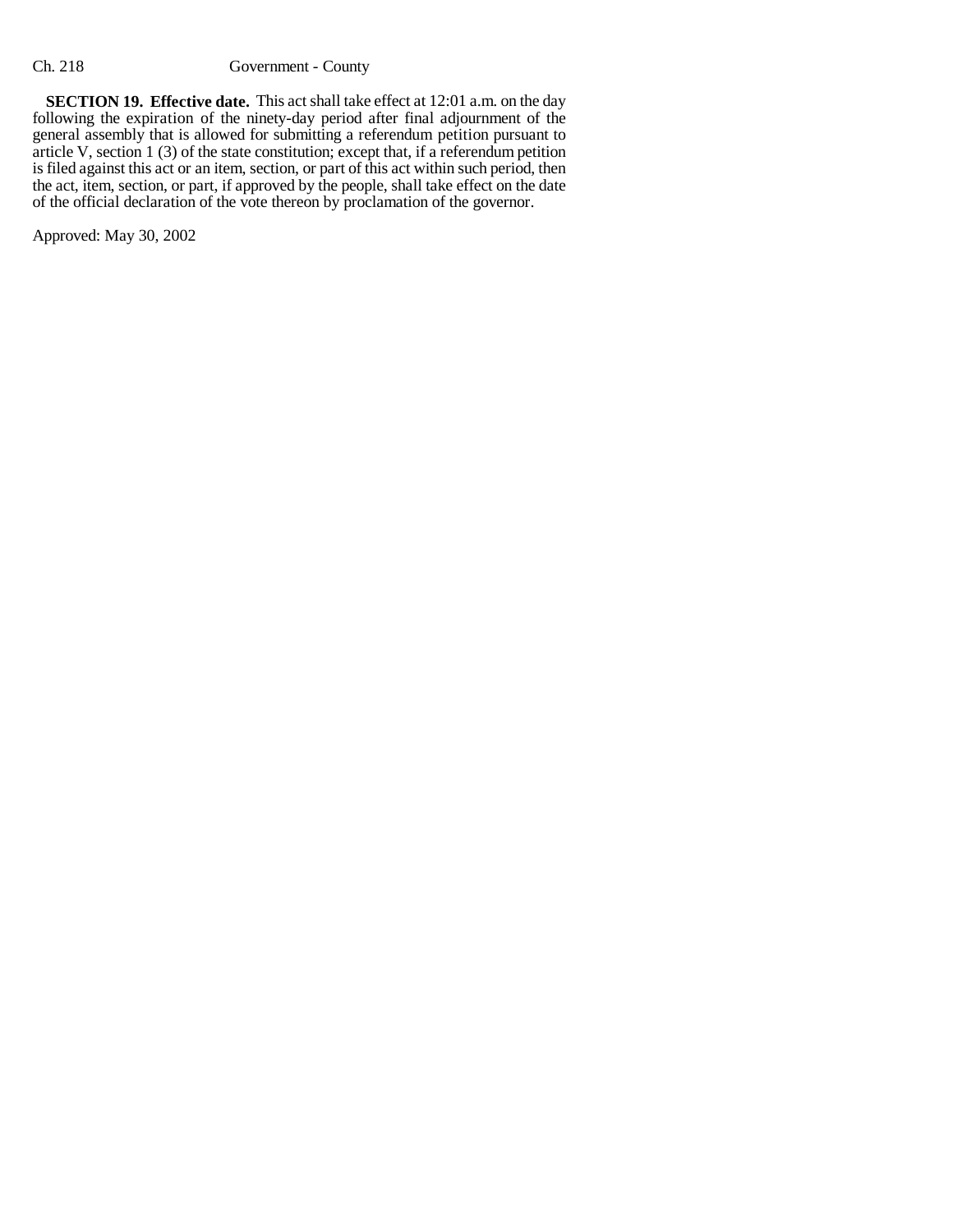**SECTION 19. Effective date.** This act shall take effect at 12:01 a.m. on the day following the expiration of the ninety-day period after final adjournment of the general assembly that is allowed for submitting a referendum petition pursuant to article V, section 1 (3) of the state constitution; except that, if a referendum petition is filed against this act or an item, section, or part of this act within such period, then the act, item, section, or part, if approved by the people, shall take effect on the date of the official declaration of the vote thereon by proclamation of the governor.

Approved: May 30, 2002